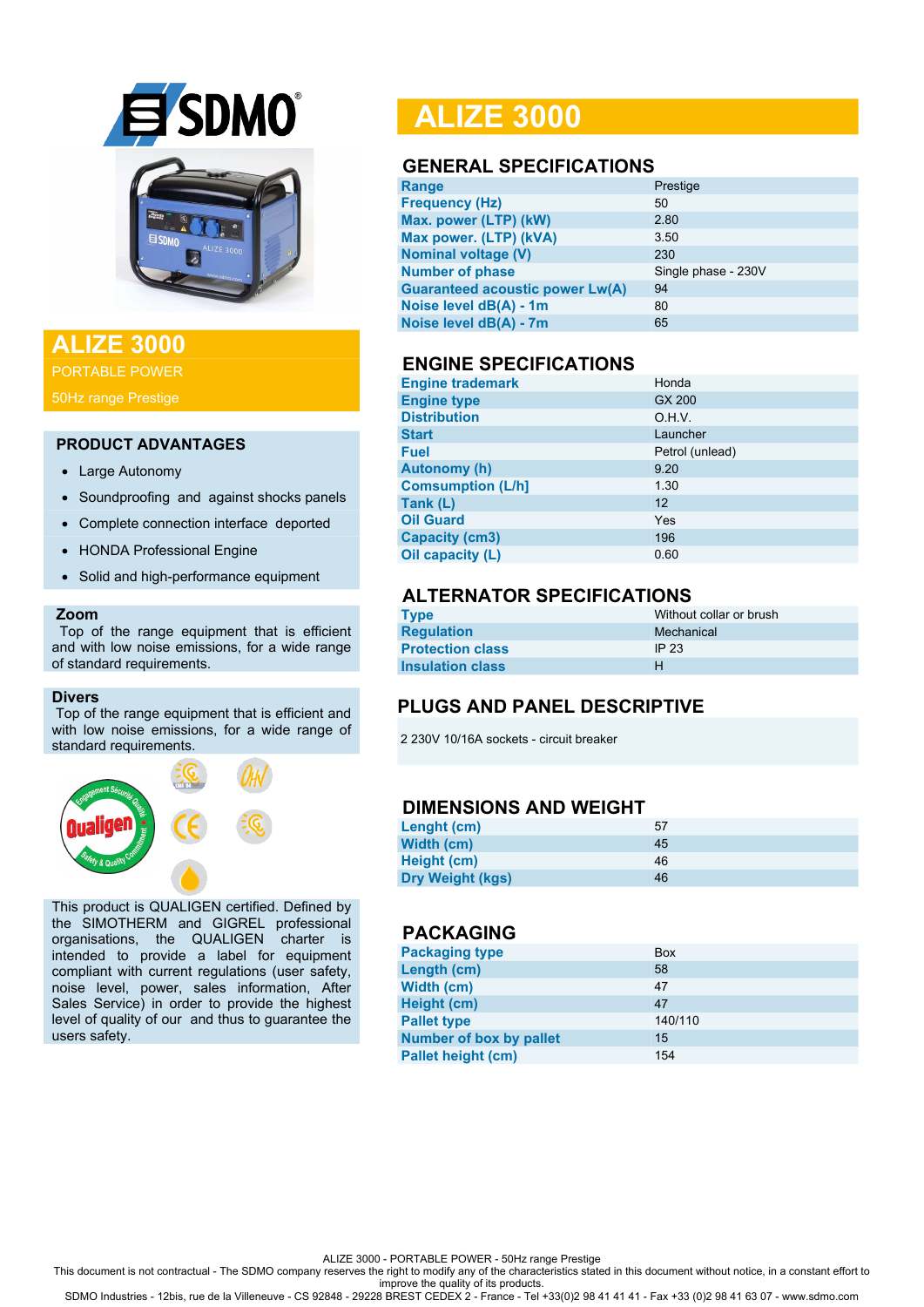# ALIZE 3000

## ALIZE 3000

PORTABLE POWER

50Hz range Prestige

### PRODUCT ADVANTAGES

- Large Autonomy
- Soundproofing and against shocks panels
- Complete connection interface deported
- HONDA Professional Engine
- Solid and high-performance equipment

### Zoom

Top of the range equipment that is efficient and with low noise emissions, for a wide range of standard requirements.

### Divers

Top of the range equipment that is efficient and with low noise emissions, for a wide range of standard requirements.

This product is QUALIGEN certified. Defined by the SIMOTHERM and GIGREL professional organisations, the QUALIGEN charter is intended to provide a label for equipment compliant with current regulations (user safety, noise level, power, sales information, After Sales Service) in order to provide the highest level of quality of our and thus to guarantee the users safety.

## GENERAL SPECIFICATIONS

| | |
|---|---|
| Range | Prestige |
| Frequency (Hz) | 50 |
| Max. power (LTP) (kW) | 2.80 |
| Max power. (LTP) (kVA) | 3.50 |
| Nominal voltage (V) | 230 |
| Number of phase | Single phase - 230V |
| Guaranteed acoustic power Lw(A) | 94 |
| Noise level dB(A) - 1m | 80 |
| Noise level dB(A) - 7m | 65 |

## ENGINE SPECIFICATIONS

| | |
|---|---|
| Engine trademark | Honda |
| Engine type | GX 200 |
| Distribution | O.H.V. |
| Start | Launcher |
| Fuel | Petrol (unlead) |
| Autonomy (h) | 9.20 |
| Comsumption (L/h] | 1.30 |
| Tank (L) | 12 |
| Oil Guard | Yes |
| Capacity (cm3) | 196 |
| Oil capacity (L) | 0.60 |

## ALTERNATOR SPECIFICATIONS

| | |
|---|---|
| Type | Without collar or brush |
| Regulation | Mechanical |
| Protection class | IP 23 |
| Insulation class | H |

## PLUGS AND PANEL DESCRIPTIVE

2 230V 10/16A sockets - circuit breaker

## DIMENSIONS AND WEIGHT

| | |
|---|---|
| Lenght (cm) | 57 |
| Width (cm) | 45 |
| Height (cm) | 46 |
| Dry Weight (kgs) | 46 |

## PACKAGING

| | |
|---|---|
| Packaging type | Box |
| Length (cm) | 58 |
| Width (cm) | 47 |
| Height (cm) | 47 |
| Pallet type | 140/110 |
| Number of box by pallet | 15 |
| Pallet height (cm) | 154 |

ALIZE 3000 - PORTABLE POWER - 50Hz range Prestige

This document is not contractual - The SDMO company reserves the right to modify any of the characteristics stated in this document without notice, in a constant effort to improve the quality of its products.

SDMO Industries - 12bis, rue de la Villeneuve - CS 92848 - 29228 BREST CEDEX 2 - France - Tel +33(0)2 98 41 41 41 - Fax +33 (0)2 98 41 63 07 - www.sdmo.com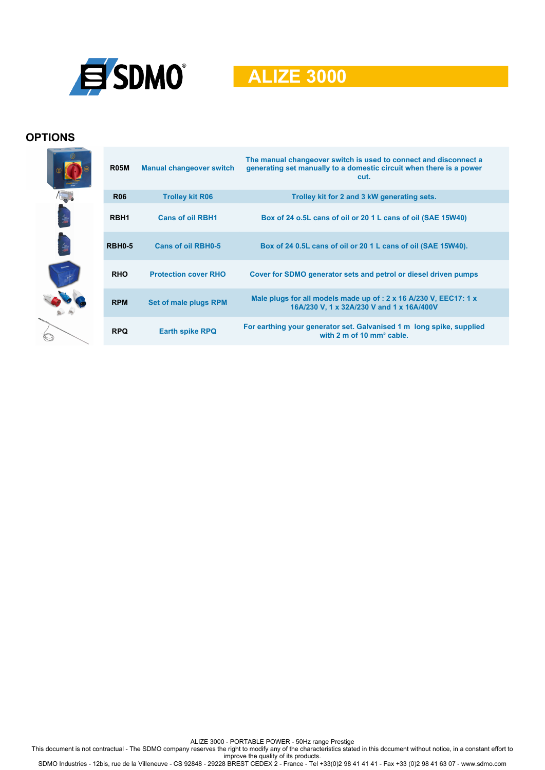# ALIZE 3000

## OPTIONS

| | | |
|---|---|---|
| R05M | Manual changeover switch | The manual changeover switch is used to connect and disconnect a generating set manually to a domestic circuit when there is a power cut. |
| R06 | Trolley kit R06 | Trolley kit for 2 and 3 kW generating sets. |
| RBH1 | Cans of oil RBH1 | Box of 24 o.5L cans of oil or 20 1 L cans of oil (SAE 15W40) |
| RBH0-5 | Cans of oil RBH0-5 | Box of 24 0.5L cans of oil or 20 1 L cans of oil (SAE 15W40). |
| RHO | Protection cover RHO | Cover for SDMO generator sets and petrol or diesel driven pumps |
| RPM | Set of male plugs RPM | Male plugs for all models made up of : 2 x 16 A/230 V, EEC17: 1 x 16A/230 V, 1 x 32A/230 V and 1 x 16A/400V |
| RPQ | Earth spike RPQ | For earthing your generator set. Galvanised 1 m long spike, supplied with 2 m of 10 mm² cable. |

ALIZE 3000 - PORTABLE POWER - 50Hz range Prestige

This document is not contractual - The SDMO company reserves the right to modify any of the characteristics stated in this document without notice, in a constant effort to improve the quality of its products.

SDMO Industries - 12bis, rue de la Villeneuve - CS 92848 - 29228 BREST CEDEX 2 - France - Tel +33(0)2 98 41 41 41 - Fax +33 (0)2 98 41 63 07 - www.sdmo.com